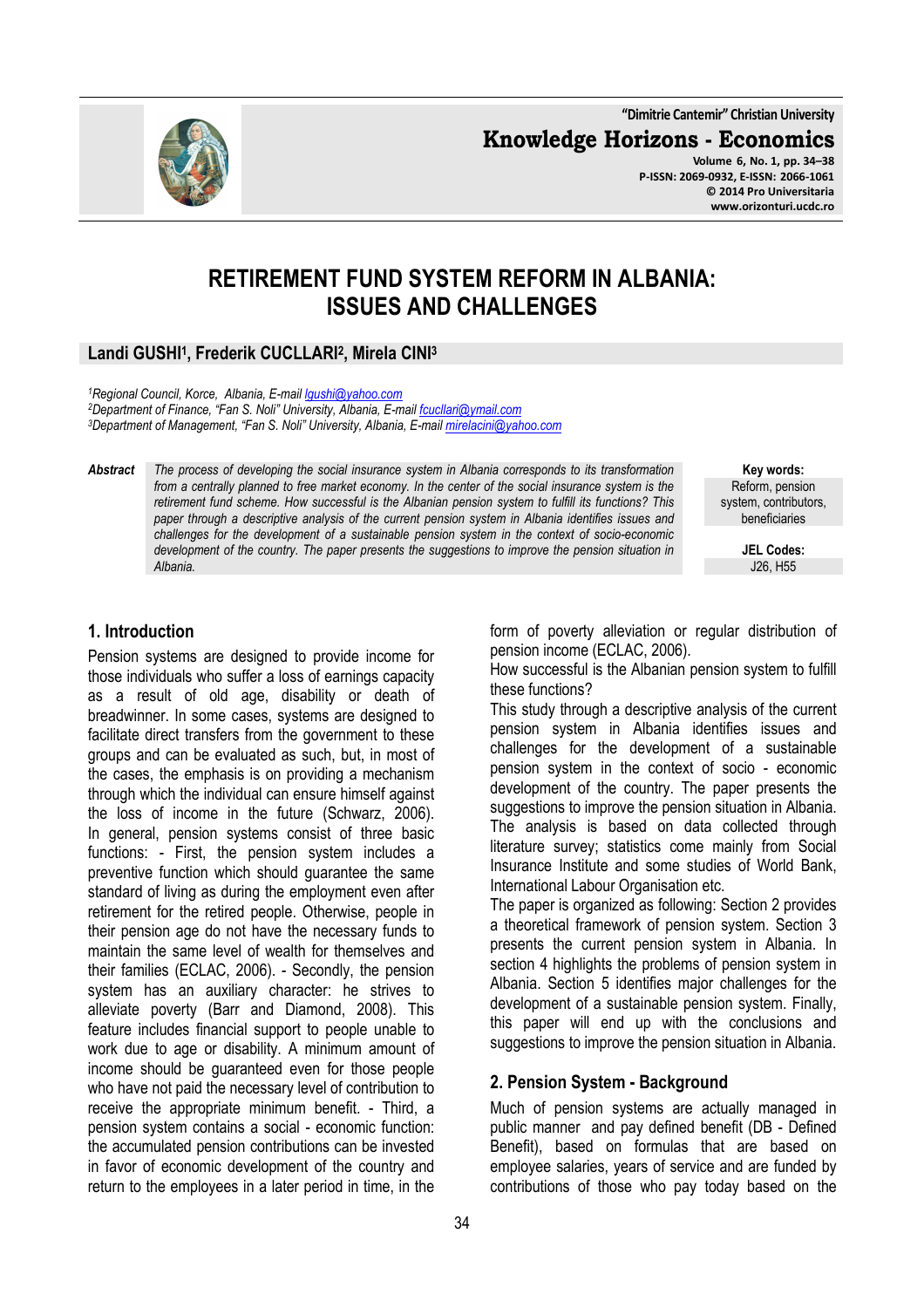# RETIREMENT FUND SYSTEM REFORM IN ALBANIA: ISSUES AND CHALLENGES

**Landi GUSHI[1], Frederik CUCCLARI[2], Mirela CINI[3]**

[1]Regional Council, Korce, Albania, E-mail lgushi@yahoo.com
[2]Department of Finance, "Fan S. Noli" University, Albania, E-mail fcucllari@ymail.com
[3]Department of Management, "Fan S. Noli" University, Albania, E-mail mirelacini@yahoo.com

**Abstract** *The process of developing the social insurance system in Albania corresponds to its transformation from a centrally planned to free market economy. In the center of the social insurance system is the retirement fund scheme. How successful is the Albanian pension system to fulfill its functions? This paper through a descriptive analysis of the current pension system in Albania identifies issues and challenges for the development of a sustainable pension system in the context of socio-economic development of the country. The paper presents the suggestions to improve the pension situation in Albania.*

**Key words:** Reform, pension system, contributors, beneficiaries

**JEL Codes:** J26, H55

## 1. Introduction

Pension systems are designed to provide income for those individuals who suffer a loss of earnings capacity as a result of old age, disability or death of breadwinner. In some cases, systems are designed to facilitate direct transfers from the government to these groups and can be evaluated as such, but, in most of the cases, the emphasis is on providing a mechanism through which the individual can ensure himself against the loss of income in the future (Schwarz, 2006). In general, pension systems consist of three basic functions: - First, the pension system includes a preventive function which should guarantee the same standard of living as during the employment even after retirement for the retired people. Otherwise, people in their pension age do not have the necessary funds to maintain the same level of wealth for themselves and their families (ECLAC, 2006). - Secondly, the pension system has an auxiliary character: he strives to alleviate poverty (Barr and Diamond, 2008). This feature includes financial support to people unable to work due to age or disability. A minimum amount of income should be guaranteed even for those people who have not paid the necessary level of contribution to receive the appropriate minimum benefit. - Third, a pension system contains a social - economic function: the accumulated pension contributions can be invested in favor of economic development of the country and return to the employees in a later period in time, in the form of poverty alleviation or regular distribution of pension income (ECLAC, 2006).

How successful is the Albanian pension system to fulfill these functions?

This study through a descriptive analysis of the current pension system in Albania identifies issues and challenges for the development of a sustainable pension system in the context of socio - economic development of the country. The paper presents the suggestions to improve the pension situation in Albania. The analysis is based on data collected through literature survey; statistics come mainly from Social Insurance Institute and some studies of World Bank, International Labour Organisation etc.

The paper is organized as following: Section 2 provides a theoretical framework of pension system. Section 3 presents the current pension system in Albania. In section 4 highlights the problems of pension system in Albania. Section 5 identifies major challenges for the development of a sustainable pension system. Finally, this paper will end up with the conclusions and suggestions to improve the pension situation in Albania.

## 2. Pension System - Background

Much of pension systems are actually managed in public manner and pay defined benefit (DB - Defined Benefit), based on formulas that are based on employee salaries, years of service and are funded by contributions of those who pay today based on the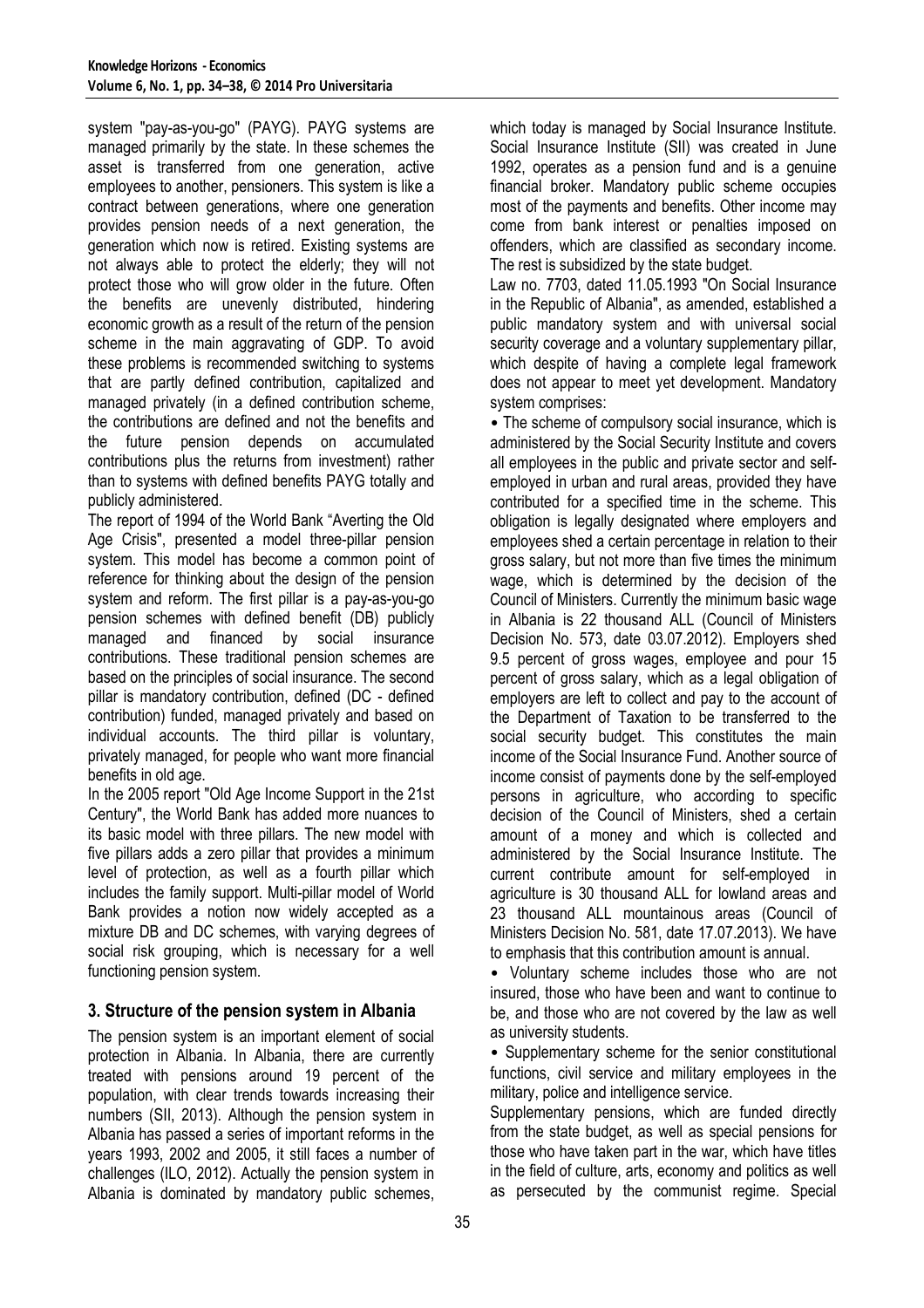system "pay-as-you-go" (PAYG). PAYG systems are managed primarily by the state. In these schemes the asset is transferred from one generation, active employees to another, pensioners. This system is like a contract between generations, where one generation provides pension needs of a next generation, the generation which now is retired. Existing systems are not always able to protect the elderly; they will not protect those who will grow older in the future. Often the benefits are unevenly distributed, hindering economic growth as a result of the return of the pension scheme in the main aggravating of GDP. To avoid these problems is recommended switching to systems that are partly defined contribution, capitalized and managed privately (in a defined contribution scheme, the contributions are defined and not the benefits and the future pension depends on accumulated contributions plus the returns from investment) rather than to systems with defined benefits PAYG totally and publicly administered.

The report of 1994 of the World Bank "Averting the Old Age Crisis", presented a model three-pillar pension system. This model has become a common point of reference for thinking about the design of the pension system and reform. The first pillar is a pay-as-you-go pension schemes with defined benefit (DB) publicly managed and financed by social insurance contributions. These traditional pension schemes are based on the principles of social insurance. The second pillar is mandatory contribution, defined (DC - defined contribution) funded, managed privately and based on individual accounts. The third pillar is voluntary, privately managed, for people who want more financial benefits in old age.

In the 2005 report "Old Age Income Support in the 21st Century", the World Bank has added more nuances to its basic model with three pillars. The new model with five pillars adds a zero pillar that provides a minimum level of protection, as well as a fourth pillar which includes the family support. Multi-pillar model of World Bank provides a notion now widely accepted as a mixture DB and DC schemes, with varying degrees of social risk grouping, which is necessary for a well functioning pension system.

## 3. Structure of the pension system in Albania

The pension system is an important element of social protection in Albania. In Albania, there are currently treated with pensions around 19 percent of the population, with clear trends towards increasing their numbers (SII, 2013). Although the pension system in Albania has passed a series of important reforms in the years 1993, 2002 and 2005, it still faces a number of challenges (ILO, 2012). Actually the pension system in Albania is dominated by mandatory public schemes, which today is managed by Social Insurance Institute. Social Insurance Institute (SII) was created in June 1992, operates as a pension fund and is a genuine financial broker. Mandatory public scheme occupies most of the payments and benefits. Other income may come from bank interest or penalties imposed on offenders, which are classified as secondary income. The rest is subsidized by the state budget.

Law no. 7703, dated 11.05.1993 "On Social Insurance in the Republic of Albania", as amended, established a public mandatory system and with universal social security coverage and a voluntary supplementary pillar, which despite of having a complete legal framework does not appear to meet yet development. Mandatory system comprises:

- The scheme of compulsory social insurance, which is administered by the Social Security Institute and covers all employees in the public and private sector and self-employed in urban and rural areas, provided they have contributed for a specified time in the scheme. This obligation is legally designated where employers and employees shed a certain percentage in relation to their gross salary, but not more than five times the minimum wage, which is determined by the decision of the Council of Ministers. Currently the minimum basic wage in Albania is 22 thousand ALL (Council of Ministers Decision No. 573, date 03.07.2012). Employers shed 9.5 percent of gross wages, employee and pour 15 percent of gross salary, which as a legal obligation of employers are left to collect and pay to the account of the Department of Taxation to be transferred to the social security budget. This constitutes the main income of the Social Insurance Fund. Another source of income consist of payments done by the self-employed persons in agriculture, who according to specific decision of the Council of Ministers, shed a certain amount of a money and which is collected and administered by the Social Insurance Institute. The current contribute amount for self-employed in agriculture is 30 thousand ALL for lowland areas and 23 thousand ALL mountainous areas (Council of Ministers Decision No. 581, date 17.07.2013). We have to emphasis that this contribution amount is annual.
- Voluntary scheme includes those who are not insured, those who have been and want to continue to be, and those who are not covered by the law as well as university students.
- Supplementary scheme for the senior constitutional functions, civil service and military employees in the military, police and intelligence service.

Supplementary pensions, which are funded directly from the state budget, as well as special pensions for those who have taken part in the war, which have titles in the field of culture, arts, economy and politics as well as persecuted by the communist regime. Special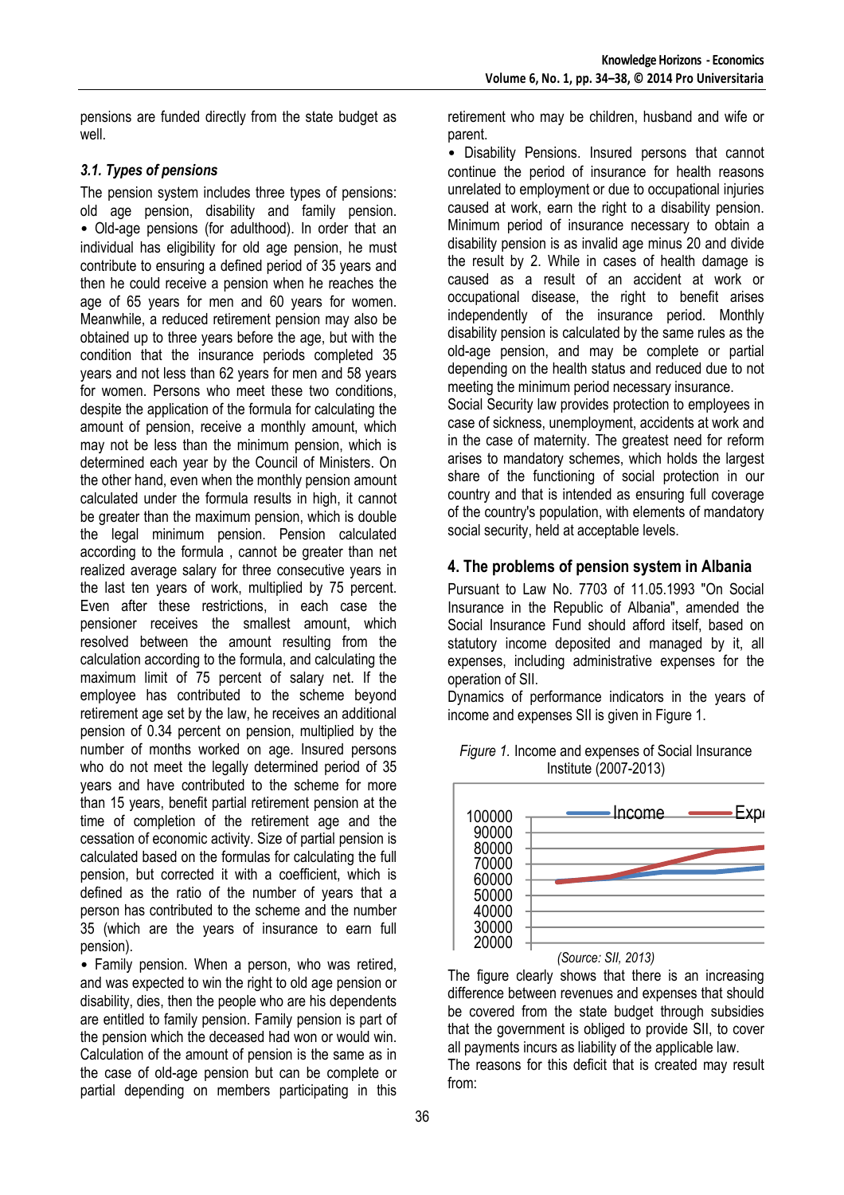pensions are funded directly from the state budget as well.

### *3.1. Types of pensions*

The pension system includes three types of pensions: old age pension, disability and family pension.

• Old-age pensions (for adulthood). In order that an individual has eligibility for old age pension, he must contribute to ensuring a defined period of 35 years and then he could receive a pension when he reaches the age of 65 years for men and 60 years for women. Meanwhile, a reduced retirement pension may also be obtained up to three years before the age, but with the condition that the insurance periods completed 35 years and not less than 62 years for men and 58 years for women. Persons who meet these two conditions, despite the application of the formula for calculating the amount of pension, receive a monthly amount, which may not be less than the minimum pension, which is determined each year by the Council of Ministers. On the other hand, even when the monthly pension amount calculated under the formula results in high, it cannot be greater than the maximum pension, which is double the legal minimum pension. Pension calculated according to the formula , cannot be greater than net realized average salary for three consecutive years in the last ten years of work, multiplied by 75 percent. Even after these restrictions, in each case the pensioner receives the smallest amount, which resolved between the amount resulting from the calculation according to the formula, and calculating the maximum limit of 75 percent of salary net. If the employee has contributed to the scheme beyond retirement age set by the law, he receives an additional pension of 0.34 percent on pension, multiplied by the number of months worked on age. Insured persons who do not meet the legally determined period of 35 years and have contributed to the scheme for more than 15 years, benefit partial retirement pension at the time of completion of the retirement age and the cessation of economic activity. Size of partial pension is calculated based on the formulas for calculating the full pension, but corrected it with a coefficient, which is defined as the ratio of the number of years that a person has contributed to the scheme and the number 35 (which are the years of insurance to earn full pension).

• Family pension. When a person, who was retired, and was expected to win the right to old age pension or disability, dies, then the people who are his dependents are entitled to family pension. Family pension is part of the pension which the deceased had won or would win. Calculation of the amount of pension is the same as in the case of old-age pension but can be complete or partial depending on members participating in this retirement who may be children, husband and wife or parent.

• Disability Pensions. Insured persons that cannot continue the period of insurance for health reasons unrelated to employment or due to occupational injuries caused at work, earn the right to a disability pension. Minimum period of insurance necessary to obtain a disability pension is as invalid age minus 20 and divide the result by 2. While in cases of health damage is caused as a result of an accident at work or occupational disease, the right to benefit arises independently of the insurance period. Monthly disability pension is calculated by the same rules as the old-age pension, and may be complete or partial depending on the health status and reduced due to not meeting the minimum period necessary insurance.

Social Security law provides protection to employees in case of sickness, unemployment, accidents at work and in the case of maternity. The greatest need for reform arises to mandatory schemes, which holds the largest share of the functioning of social protection in our country and that is intended as ensuring full coverage of the country's population, with elements of mandatory social security, held at acceptable levels.

## 4. The problems of pension system in Albania

Pursuant to Law No. 7703 of 11.05.1993 "On Social Insurance in the Republic of Albania", amended the Social Insurance Fund should afford itself, based on statutory income deposited and managed by it, all expenses, including administrative expenses for the operation of SII.

Dynamics of performance indicators in the years of income and expenses SII is given in Figure 1.

*Figure 1.* Income and expenses of Social Insurance Institute (2007-2013)

*(Source: SII, 2013)*

The figure clearly shows that there is an increasing difference between revenues and expenses that should be covered from the state budget through subsidies that the government is obliged to provide SII, to cover all payments incurs as liability of the applicable law.

The reasons for this deficit that is created may result from: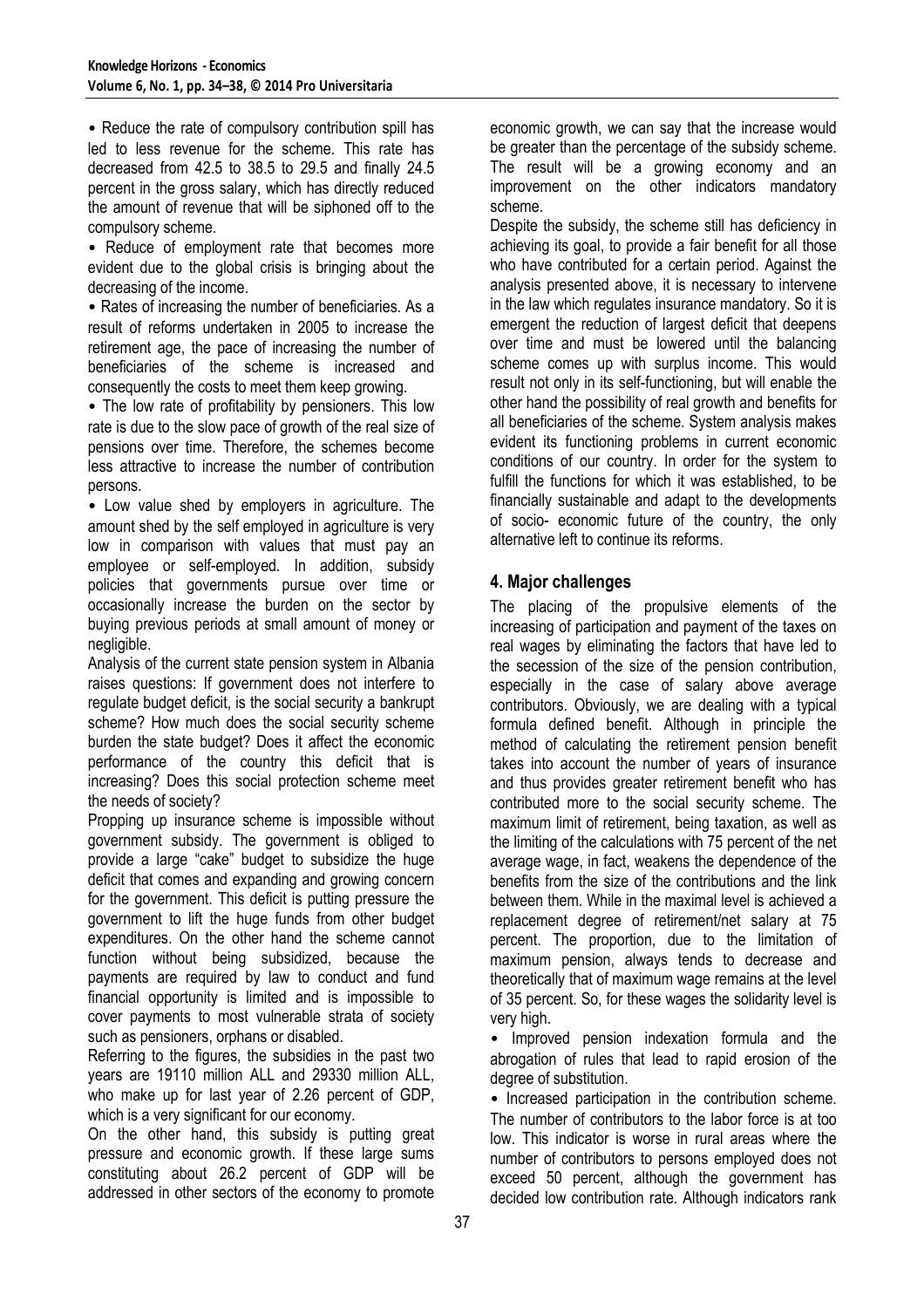• Reduce the rate of compulsory contribution spill has led to less revenue for the scheme. This rate has decreased from 42.5 to 38.5 to 29.5 and finally 24.5 percent in the gross salary, which has directly reduced the amount of revenue that will be siphoned off to the compulsory scheme.

• Reduce of employment rate that becomes more evident due to the global crisis is bringing about the decreasing of the income.

• Rates of increasing the number of beneficiaries. As a result of reforms undertaken in 2005 to increase the retirement age, the pace of increasing the number of beneficiaries of the scheme is increased and consequently the costs to meet them keep growing.

• The low rate of profitability by pensioners. This low rate is due to the slow pace of growth of the real size of pensions over time. Therefore, the schemes become less attractive to increase the number of contribution persons.

• Low value shed by employers in agriculture. The amount shed by the self employed in agriculture is very low in comparison with values that must pay an employee or self-employed. In addition, subsidy policies that governments pursue over time or occasionally increase the burden on the sector by buying previous periods at small amount of money or negligible.

Analysis of the current state pension system in Albania raises questions: If government does not interfere to regulate budget deficit, is the social security a bankrupt scheme? How much does the social security scheme burden the state budget? Does it affect the economic performance of the country this deficit that is increasing? Does this social protection scheme meet the needs of society?

Propping up insurance scheme is impossible without government subsidy. The government is obliged to provide a large "cake" budget to subsidize the huge deficit that comes and expanding and growing concern for the government. This deficit is putting pressure the government to lift the huge funds from other budget expenditures. On the other hand the scheme cannot function without being subsidized, because the payments are required by law to conduct and fund financial opportunity is limited and is impossible to cover payments to most vulnerable strata of society such as pensioners, orphans or disabled.

Referring to the figures, the subsidies in the past two years are 19110 million ALL and 29330 million ALL, who make up for last year of 2.26 percent of GDP, which is a very significant for our economy.

On the other hand, this subsidy is putting great pressure and economic growth. If these large sums constituting about 26.2 percent of GDP will be addressed in other sectors of the economy to promote economic growth, we can say that the increase would be greater than the percentage of the subsidy scheme. The result will be a growing economy and an improvement on the other indicators mandatory scheme.

Despite the subsidy, the scheme still has deficiency in achieving its goal, to provide a fair benefit for all those who have contributed for a certain period. Against the analysis presented above, it is necessary to intervene in the law which regulates insurance mandatory. So it is emergent the reduction of largest deficit that deepens over time and must be lowered until the balancing scheme comes up with surplus income. This would result not only in its self-functioning, but will enable the other hand the possibility of real growth and benefits for all beneficiaries of the scheme. System analysis makes evident its functioning problems in current economic conditions of our country. In order for the system to fulfill the functions for which it was established, to be financially sustainable and adapt to the developments of socio- economic future of the country, the only alternative left to continue its reforms.

## 4. Major challenges

The placing of the propulsive elements of the increasing of participation and payment of the taxes on real wages by eliminating the factors that have led to the secession of the size of the pension contribution, especially in the case of salary above average contributors. Obviously, we are dealing with a typical formula defined benefit. Although in principle the method of calculating the retirement pension benefit takes into account the number of years of insurance and thus provides greater retirement benefit who has contributed more to the social security scheme. The maximum limit of retirement, being taxation, as well as the limiting of the calculations with 75 percent of the net average wage, in fact, weakens the dependence of the benefits from the size of the contributions and the link between them. While in the maximal level is achieved a replacement degree of retirement/net salary at 75 percent. The proportion, due to the limitation of maximum pension, always tends to decrease and theoretically that of maximum wage remains at the level of 35 percent. So, for these wages the solidarity level is very high.

• Improved pension indexation formula and the abrogation of rules that lead to rapid erosion of the degree of substitution.

• Increased participation in the contribution scheme. The number of contributors to the labor force is at too low. This indicator is worse in rural areas where the number of contributors to persons employed does not exceed 50 percent, although the government has decided low contribution rate. Although indicators rank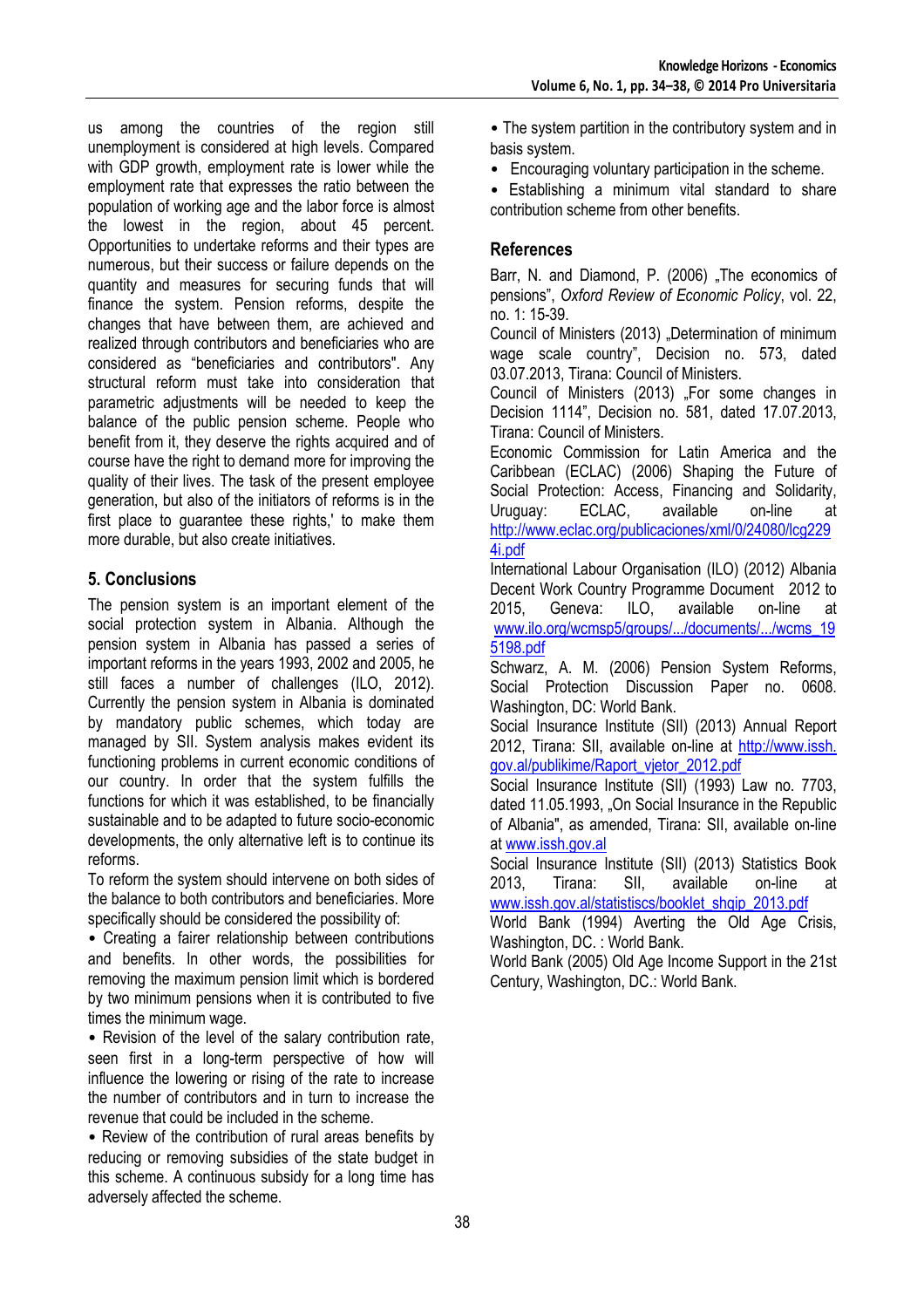us among the countries of the region still unemployment is considered at high levels. Compared with GDP growth, employment rate is lower while the employment rate that expresses the ratio between the population of working age and the labor force is almost the lowest in the region, about 45 percent. Opportunities to undertake reforms and their types are numerous, but their success or failure depends on the quantity and measures for securing funds that will finance the system. Pension reforms, despite the changes that have between them, are achieved and realized through contributors and beneficiaries who are considered as "beneficiaries and contributors". Any structural reform must take into consideration that parametric adjustments will be needed to keep the balance of the public pension scheme. People who benefit from it, they deserve the rights acquired and of course have the right to demand more for improving the quality of their lives. The task of the present employee generation, but also of the initiators of reforms is in the first place to guarantee these rights,' to make them more durable, but also create initiatives.

## 5. Conclusions

The pension system is an important element of the social protection system in Albania. Although the pension system in Albania has passed a series of important reforms in the years 1993, 2002 and 2005, he still faces a number of challenges (ILO, 2012). Currently the pension system in Albania is dominated by mandatory public schemes, which today are managed by SII. System analysis makes evident its functioning problems in current economic conditions of our country. In order that the system fulfills the functions for which it was established, to be financially sustainable and to be adapted to future socio-economic developments, the only alternative left is to continue its reforms.

To reform the system should intervene on both sides of the balance to both contributors and beneficiaries. More specifically should be considered the possibility of:

- Creating a fairer relationship between contributions and benefits. In other words, the possibilities for removing the maximum pension limit which is bordered by two minimum pensions when it is contributed to five times the minimum wage.
- Revision of the level of the salary contribution rate, seen first in a long-term perspective of how will influence the lowering or rising of the rate to increase the number of contributors and in turn to increase the revenue that could be included in the scheme.
- Review of the contribution of rural areas benefits by reducing or removing subsidies of the state budget in this scheme. A continuous subsidy for a long time has adversely affected the scheme.
- The system partition in the contributory system and in basis system.
- Encouraging voluntary participation in the scheme.
- Establishing a minimum vital standard to share contribution scheme from other benefits.

## References

Barr, N. and Diamond, P. (2006) „The economics of pensions", *Oxford Review of Economic Policy*, vol. 22, no. 1: 15-39.

Council of Ministers (2013) „Determination of minimum wage scale country", Decision no. 573, dated 03.07.2013, Tirana: Council of Ministers.

Council of Ministers (2013) „For some changes in Decision 1114", Decision no. 581, dated 17.07.2013, Tirana: Council of Ministers.

Economic Commission for Latin America and the Caribbean (ECLAC) (2006) Shaping the Future of Social Protection: Access, Financing and Solidarity, Uruguay: ECLAC, available on-line at http://www.eclac.org/publicaciones/xml/0/24080/lcg2294i.pdf

International Labour Organisation (ILO) (2012) Albania Decent Work Country Programme Document 2012 to 2015, Geneva: ILO, available on-line at www.ilo.org/wcmsp5/groups/.../documents/.../wcms_195198.pdf

Schwarz, A. M. (2006) Pension System Reforms, Social Protection Discussion Paper no. 0608. Washington, DC: World Bank.

Social Insurance Institute (SII) (2013) Annual Report 2012, Tirana: SII, available on-line at http://www.issh.gov.al/publikime/Raport_vjetor_2012.pdf

Social Insurance Institute (SII) (1993) Law no. 7703, dated 11.05.1993, „On Social Insurance in the Republic of Albania", as amended, Tirana: SII, available on-line at www.issh.gov.al

Social Insurance Institute (SII) (2013) Statistics Book 2013, Tirana: SII, available on-line at www.issh.gov.al/statistiscs/booklet_shqip_2013.pdf

World Bank (1994) Averting the Old Age Crisis, Washington, DC. : World Bank.

World Bank (2005) Old Age Income Support in the 21st Century, Washington, DC.: World Bank.